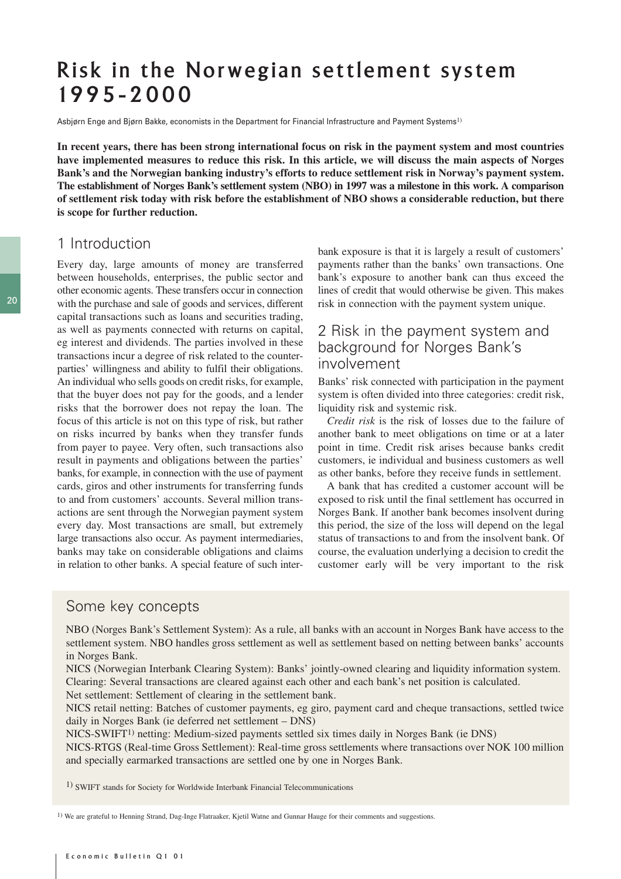# Risk in the Norwegian settlement system 1995-2000

Asbjørn Enge and Bjørn Bakke, economists in the Department for Financial Infrastructure and Payment Systems[1]

**In recent years, there has been strong international focus on risk in the payment system and most countries have implemented measures to reduce this risk. In this article, we will discuss the main aspects of Norges Bank's and the Norwegian banking industry's efforts to reduce settlement risk in Norway's payment system. The establishment of Norges Bank's settlement system (NBO) in 1997 was a milestone in this work. A comparison of settlement risk today with risk before the establishment of NBO shows a considerable reduction, but there is scope for further reduction.**

## 1 Introduction

Every day, large amounts of money are transferred between households, enterprises, the public sector and other economic agents. These transfers occur in connection with the purchase and sale of goods and services, different capital transactions such as loans and securities trading, as well as payments connected with returns on capital, eg interest and dividends. The parties involved in these transactions incur a degree of risk related to the counterparties' willingness and ability to fulfil their obligations. An individual who sells goods on credit risks, for example, that the buyer does not pay for the goods, and a lender risks that the borrower does not repay the loan. The focus of this article is not on this type of risk, but rather on risks incurred by banks when they transfer funds from payer to payee. Very often, such transactions also result in payments and obligations between the parties' banks, for example, in connection with the use of payment cards, giros and other instruments for transferring funds to and from customers' accounts. Several million transactions are sent through the Norwegian payment system every day. Most transactions are small, but extremely large transactions also occur. As payment intermediaries, banks may take on considerable obligations and claims in relation to other banks. A special feature of such interbank exposure is that it is largely a result of customers' payments rather than the banks' own transactions. One bank's exposure to another bank can thus exceed the lines of credit that would otherwise be given. This makes risk in connection with the payment system unique.

## 2 Risk in the payment system and background for Norges Bank's involvement

Banks' risk connected with participation in the payment system is often divided into three categories: credit risk, liquidity risk and systemic risk.

*Credit risk* is the risk of losses due to the failure of another bank to meet obligations on time or at a later point in time. Credit risk arises because banks credit customers, ie individual and business customers as well as other banks, before they receive funds in settlement.

A bank that has credited a customer account will be exposed to risk until the final settlement has occurred in Norges Bank. If another bank becomes insolvent during this period, the size of the loss will depend on the legal status of transactions to and from the insolvent bank. Of course, the evaluation underlying a decision to credit the customer early will be very important to the risk

### Some key concepts

NBO (Norges Bank's Settlement System): As a rule, all banks with an account in Norges Bank have access to the settlement system. NBO handles gross settlement as well as settlement based on netting between banks' accounts in Norges Bank.

NICS (Norwegian Interbank Clearing System): Banks' jointly-owned clearing and liquidity information system.

Clearing: Several transactions are cleared against each other and each bank's net position is calculated.

Net settlement: Settlement of clearing in the settlement bank.

NICS retail netting: Batches of customer payments, eg giro, payment card and cheque transactions, settled twice daily in Norges Bank (ie deferred net settlement – DNS)

NICS-SWIFT[1] netting: Medium-sized payments settled six times daily in Norges Bank (ie DNS)

NICS-RTGS (Real-time Gross Settlement): Real-time gross settlements where transactions over NOK 100 million and specially earmarked transactions are settled one by one in Norges Bank.

[1] SWIFT stands for Society for Worldwide Interbank Financial Telecommunications

[1] We are grateful to Henning Strand, Dag-Inge Flatraaker, Kjetil Watne and Gunnar Hauge for their comments and suggestions.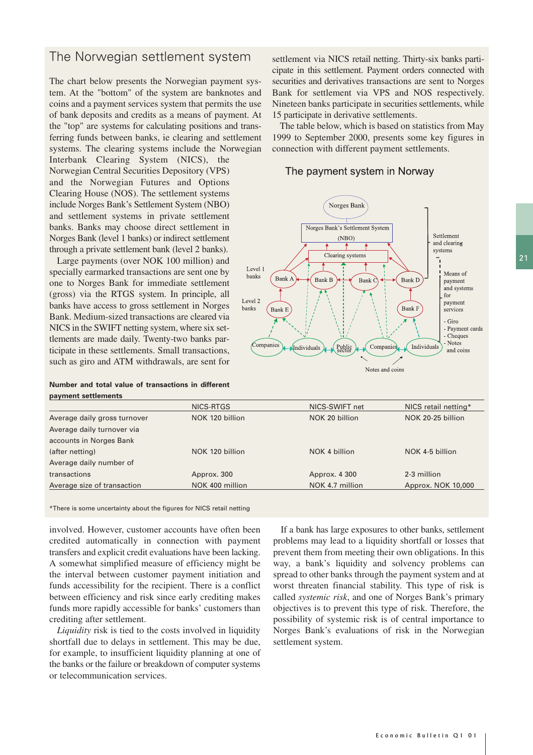## The Norwegian settlement system

The chart below presents the Norwegian payment system. At the "bottom" of the system are banknotes and coins and a payment services system that permits the use of bank deposits and credits as a means of payment. At the "top" are systems for calculating positions and transferring funds between banks, ie clearing and settlement systems. The clearing systems include the Norwegian Interbank Clearing System (NICS), the Norwegian Central Securities Depository (VPS) and the Norwegian Futures and Options Clearing House (NOS). The settlement systems include Norges Bank's Settlement System (NBO) and settlement systems in private settlement banks. Banks may choose direct settlement in Norges Bank (level 1 banks) or indirect settlement through a private settlement bank (level 2 banks).

Large payments (over NOK 100 million) and specially earmarked transactions are sent one by one to Norges Bank for immediate settlement (gross) via the RTGS system. In principle, all banks have access to gross settlement in Norges Bank. Medium-sized transactions are cleared via NICS in the SWIFT netting system, where six settlements are made daily. Twenty-two banks participate in these settlements. Small transactions, such as giro and ATM withdrawals, are sent for settlement via NICS retail netting. Thirty-six banks participate in this settlement. Payment orders connected with securities and derivatives transactions are sent to Norges Bank for settlement via VPS and NOS respectively. Nineteen banks participate in securities settlements, while 15 participate in derivative settlements.

The table below, which is based on statistics from May 1999 to September 2000, presents some key figures in connection with different payment settlements.

### The payment system in Norway

Norges Bank

Norges Bank's Settlement System (NBO)

Clearing systems

Level 1 banks: Bank A, Bank B, Bank C, Bank D

Level 2 banks: Bank E, Bank F

Companies, Individuals, Public sector, Companies, Individuals

Notes and coins

Settlement and clearing systems

Means of payment and systems for payment services
- Giro
- Payment cards
- Cheques
- Notes and coins

**Number and total value of transactions in different payment settlements**

| | NICS-RTGS | NICS-SWIFT net | NICS retail netting* |
|---|---|---|---|
| Average daily gross turnover | NOK 120 billion | NOK 20 billion | NOK 20-25 billion |
| Average daily turnover via accounts in Norges Bank (after netting) | NOK 120 billion | NOK 4 billion | NOK 4-5 billion |
| Average daily number of transactions | Approx. 300 | Approx. 4 300 | 2-3 million |
| Average size of transaction | NOK 400 million | NOK 4.7 million | Approx. NOK 10,000 |

*There is some uncertainty about the figures for NICS retail netting

involved. However, customer accounts have often been credited automatically in connection with payment transfers and explicit credit evaluations have been lacking. A somewhat simplified measure of efficiency might be the interval between customer payment initiation and funds accessibility for the recipient. There is a conflict between efficiency and risk since early crediting makes funds more rapidly accessible for banks' customers than crediting after settlement.

*Liquidity* risk is tied to the costs involved in liquidity shortfall due to delays in settlement. This may be due, for example, to insufficient liquidity planning at one of the banks or the failure or breakdown of computer systems or telecommunication services.

If a bank has large exposures to other banks, settlement problems may lead to a liquidity shortfall or losses that prevent them from meeting their own obligations. In this way, a bank's liquidity and solvency problems can spread to other banks through the payment system and at worst threaten financial stability. This type of risk is called *systemic risk*, and one of Norges Bank's primary objectives is to prevent this type of risk. Therefore, the possibility of systemic risk is of central importance to Norges Bank's evaluations of risk in the Norwegian settlement system.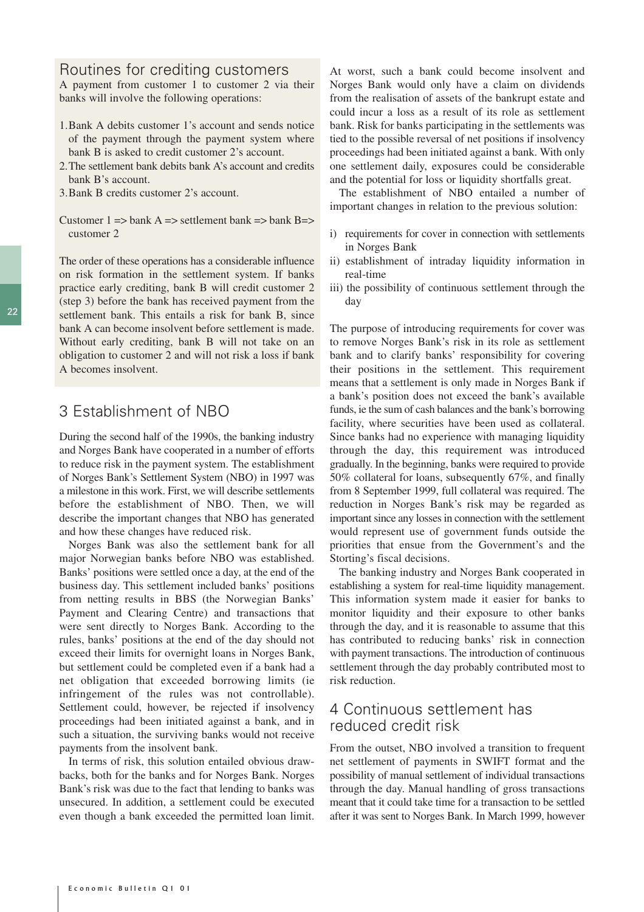## Routines for crediting customers

A payment from customer 1 to customer 2 via their banks will involve the following operations:

1. Bank A debits customer 1's account and sends notice of the payment through the payment system where bank B is asked to credit customer 2's account.
2. The settlement bank debits bank A's account and credits bank B's account.
3. Bank B credits customer 2's account.

Customer 1 => bank A => settlement bank => bank B=> customer 2

The order of these operations has a considerable influence on risk formation in the settlement system. If banks practice early crediting, bank B will credit customer 2 (step 3) before the bank has received payment from the settlement bank. This entails a risk for bank B, since bank A can become insolvent before settlement is made. Without early crediting, bank B will not take on an obligation to customer 2 and will not risk a loss if bank A becomes insolvent.

## 3 Establishment of NBO

During the second half of the 1990s, the banking industry and Norges Bank have cooperated in a number of efforts to reduce risk in the payment system. The establishment of Norges Bank's Settlement System (NBO) in 1997 was a milestone in this work. First, we will describe settlements before the establishment of NBO. Then, we will describe the important changes that NBO has generated and how these changes have reduced risk.

Norges Bank was also the settlement bank for all major Norwegian banks before NBO was established. Banks' positions were settled once a day, at the end of the business day. This settlement included banks' positions from netting results in BBS (the Norwegian Banks' Payment and Clearing Centre) and transactions that were sent directly to Norges Bank. According to the rules, banks' positions at the end of the day should not exceed their limits for overnight loans in Norges Bank, but settlement could be completed even if a bank had a net obligation that exceeded borrowing limits (ie infringement of the rules was not controllable). Settlement could, however, be rejected if insolvency proceedings had been initiated against a bank, and in such a situation, the surviving banks would not receive payments from the insolvent bank.

In terms of risk, this solution entailed obvious drawbacks, both for the banks and for Norges Bank. Norges Bank's risk was due to the fact that lending to banks was unsecured. In addition, a settlement could be executed even though a bank exceeded the permitted loan limit. At worst, such a bank could become insolvent and Norges Bank would only have a claim on dividends from the realisation of assets of the bankrupt estate and could incur a loss as a result of its role as settlement bank. Risk for banks participating in the settlements was tied to the possible reversal of net positions if insolvency proceedings had been initiated against a bank. With only one settlement daily, exposures could be considerable and the potential for loss or liquidity shortfalls great.

The establishment of NBO entailed a number of important changes in relation to the previous solution:

i) requirements for cover in connection with settlements in Norges Bank
ii) establishment of intraday liquidity information in real-time
iii) the possibility of continuous settlement through the day

The purpose of introducing requirements for cover was to remove Norges Bank's risk in its role as settlement bank and to clarify banks' responsibility for covering their positions in the settlement. This requirement means that a settlement is only made in Norges Bank if a bank's position does not exceed the bank's available funds, ie the sum of cash balances and the bank's borrowing facility, where securities have been used as collateral. Since banks had no experience with managing liquidity through the day, this requirement was introduced gradually. In the beginning, banks were required to provide 50% collateral for loans, subsequently 67%, and finally from 8 September 1999, full collateral was required. The reduction in Norges Bank's risk may be regarded as important since any losses in connection with the settlement would represent use of government funds outside the priorities that ensue from the Government's and the Storting's fiscal decisions.

The banking industry and Norges Bank cooperated in establishing a system for real-time liquidity management. This information system made it easier for banks to monitor liquidity and their exposure to other banks through the day, and it is reasonable to assume that this has contributed to reducing banks' risk in connection with payment transactions. The introduction of continuous settlement through the day probably contributed most to risk reduction.

## 4 Continuous settlement has reduced credit risk

From the outset, NBO involved a transition to frequent net settlement of payments in SWIFT format and the possibility of manual settlement of individual transactions through the day. Manual handling of gross transactions meant that it could take time for a transaction to be settled after it was sent to Norges Bank. In March 1999, however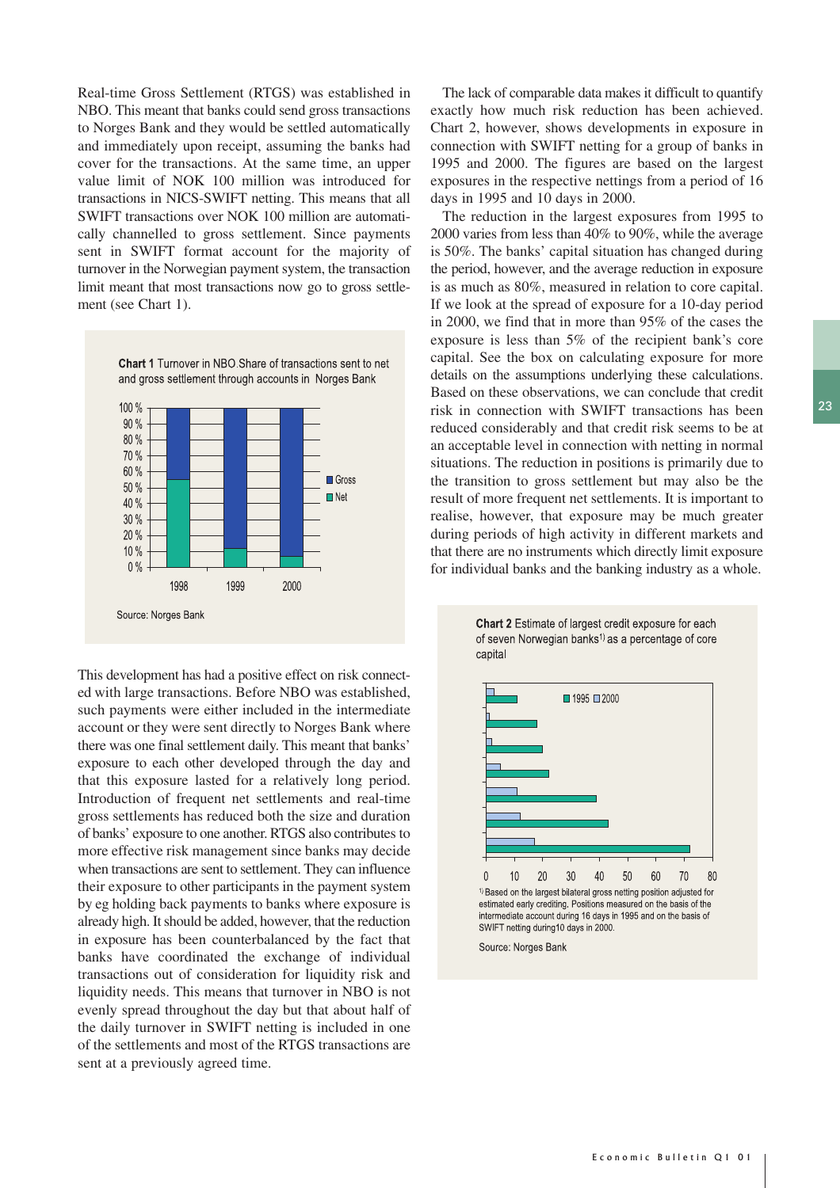Real-time Gross Settlement (RTGS) was established in NBO. This meant that banks could send gross transactions to Norges Bank and they would be settled automatically and immediately upon receipt, assuming the banks had cover for the transactions. At the same time, an upper value limit of NOK 100 million was introduced for transactions in NICS-SWIFT netting. This means that all SWIFT transactions over NOK 100 million are automatically channelled to gross settlement. Since payments sent in SWIFT format account for the majority of turnover in the Norwegian payment system, the transaction limit meant that most transactions now go to gross settlement (see Chart 1).

**Chart 1** Turnover in NBO.Share of transactions sent to net and gross settlement through accounts in Norges Bank

Source: Norges Bank

This development has had a positive effect on risk connected with large transactions. Before NBO was established, such payments were either included in the intermediate account or they were sent directly to Norges Bank where there was one final settlement daily. This meant that banks' exposure to each other developed through the day and that this exposure lasted for a relatively long period. Introduction of frequent net settlements and real-time gross settlements has reduced both the size and duration of banks' exposure to one another. RTGS also contributes to more effective risk management since banks may decide when transactions are sent to settlement. They can influence their exposure to other participants in the payment system by eg holding back payments to banks where exposure is already high. It should be added, however, that the reduction in exposure has been counterbalanced by the fact that banks have coordinated the exchange of individual transactions out of consideration for liquidity risk and liquidity needs. This means that turnover in NBO is not evenly spread throughout the day but that about half of the daily turnover in SWIFT netting is included in one of the settlements and most of the RTGS transactions are sent at a previously agreed time.

The lack of comparable data makes it difficult to quantify exactly how much risk reduction has been achieved. Chart 2, however, shows developments in exposure in connection with SWIFT netting for a group of banks in 1995 and 2000. The figures are based on the largest exposures in the respective nettings from a period of 16 days in 1995 and 10 days in 2000.

The reduction in the largest exposures from 1995 to 2000 varies from less than 40% to 90%, while the average is 50%. The banks' capital situation has changed during the period, however, and the average reduction in exposure is as much as 80%, measured in relation to core capital. If we look at the spread of exposure for a 10-day period in 2000, we find that in more than 95% of the cases the exposure is less than 5% of the recipient bank's core capital. See the box on calculating exposure for more details on the assumptions underlying these calculations. Based on these observations, we can conclude that credit risk in connection with SWIFT transactions has been reduced considerably and that credit risk seems to be at an acceptable level in connection with netting in normal situations. The reduction in positions is primarily due to the transition to gross settlement but may also be the result of more frequent net settlements. It is important to realise, however, that exposure may be much greater during periods of high activity in different markets and that there are no instruments which directly limit exposure for individual banks and the banking industry as a whole.

**Chart 2** Estimate of largest credit exposure for each of seven Norwegian banks[1] as a percentage of core capital

[1] Based on the largest bilateral gross netting position adjusted for estimated early crediting. Positions measured on the basis of the intermediate account during 16 days in 1995 and on the basis of SWIFT netting during10 days in 2000.

Source: Norges Bank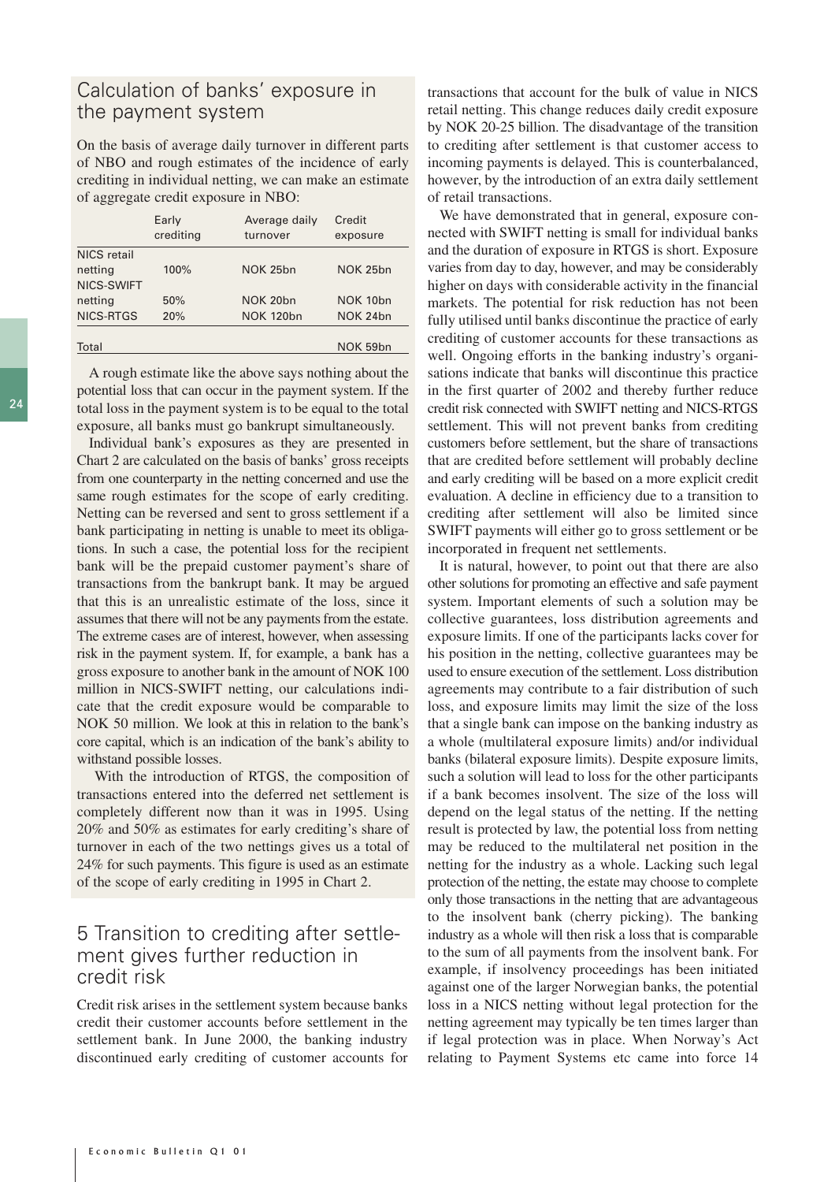## Calculation of banks' exposure in the payment system

On the basis of average daily turnover in different parts of NBO and rough estimates of the incidence of early crediting in individual netting, we can make an estimate of aggregate credit exposure in NBO:

| | Early crediting | Average daily turnover | Credit exposure |
|---|---|---|---|
| NICS retail netting | 100% | NOK 25bn | NOK 25bn |
| NICS-SWIFT netting | 50% | NOK 20bn | NOK 10bn |
| NICS-RTGS | 20% | NOK 120bn | NOK 24bn |
| Total | | | NOK 59bn |

A rough estimate like the above says nothing about the potential loss that can occur in the payment system. If the total loss in the payment system is to be equal to the total exposure, all banks must go bankrupt simultaneously.

Individual bank's exposures as they are presented in Chart 2 are calculated on the basis of banks' gross receipts from one counterparty in the netting concerned and use the same rough estimates for the scope of early crediting. Netting can be reversed and sent to gross settlement if a bank participating in netting is unable to meet its obligations. In such a case, the potential loss for the recipient bank will be the prepaid customer payment's share of transactions from the bankrupt bank. It may be argued that this is an unrealistic estimate of the loss, since it assumes that there will not be any payments from the estate. The extreme cases are of interest, however, when assessing risk in the payment system. If, for example, a bank has a gross exposure to another bank in the amount of NOK 100 million in NICS-SWIFT netting, our calculations indicate that the credit exposure would be comparable to NOK 50 million. We look at this in relation to the bank's core capital, which is an indication of the bank's ability to withstand possible losses.

With the introduction of RTGS, the composition of transactions entered into the deferred net settlement is completely different now than it was in 1995. Using 20% and 50% as estimates for early crediting's share of turnover in each of the two nettings gives us a total of 24% for such payments. This figure is used as an estimate of the scope of early crediting in 1995 in Chart 2.

## 5 Transition to crediting after settlement gives further reduction in credit risk

Credit risk arises in the settlement system because banks credit their customer accounts before settlement in the settlement bank. In June 2000, the banking industry discontinued early crediting of customer accounts for transactions that account for the bulk of value in NICS retail netting. This change reduces daily credit exposure by NOK 20-25 billion. The disadvantage of the transition to crediting after settlement is that customer access to incoming payments is delayed. This is counterbalanced, however, by the introduction of an extra daily settlement of retail transactions.

We have demonstrated that in general, exposure connected with SWIFT netting is small for individual banks and the duration of exposure in RTGS is short. Exposure varies from day to day, however, and may be considerably higher on days with considerable activity in the financial markets. The potential for risk reduction has not been fully utilised until banks discontinue the practice of early crediting of customer accounts for these transactions as well. Ongoing efforts in the banking industry's organisations indicate that banks will discontinue this practice in the first quarter of 2002 and thereby further reduce credit risk connected with SWIFT netting and NICS-RTGS settlement. This will not prevent banks from crediting customers before settlement, but the share of transactions that are credited before settlement will probably decline and early crediting will be based on a more explicit credit evaluation. A decline in efficiency due to a transition to crediting after settlement will also be limited since SWIFT payments will either go to gross settlement or be incorporated in frequent net settlements.

It is natural, however, to point out that there are also other solutions for promoting an effective and safe payment system. Important elements of such a solution may be collective guarantees, loss distribution agreements and exposure limits. If one of the participants lacks cover for his position in the netting, collective guarantees may be used to ensure execution of the settlement. Loss distribution agreements may contribute to a fair distribution of such loss, and exposure limits may limit the size of the loss that a single bank can impose on the banking industry as a whole (multilateral exposure limits) and/or individual banks (bilateral exposure limits). Despite exposure limits, such a solution will lead to loss for the other participants if a bank becomes insolvent. The size of the loss will depend on the legal status of the netting. If the netting result is protected by law, the potential loss from netting may be reduced to the multilateral net position in the netting for the industry as a whole. Lacking such legal protection of the netting, the estate may choose to complete only those transactions in the netting that are advantageous to the insolvent bank (cherry picking). The banking industry as a whole will then risk a loss that is comparable to the sum of all payments from the insolvent bank. For example, if insolvency proceedings has been initiated against one of the larger Norwegian banks, the potential loss in a NICS netting without legal protection for the netting agreement may typically be ten times larger than if legal protection was in place. When Norway's Act relating to Payment Systems etc came into force 14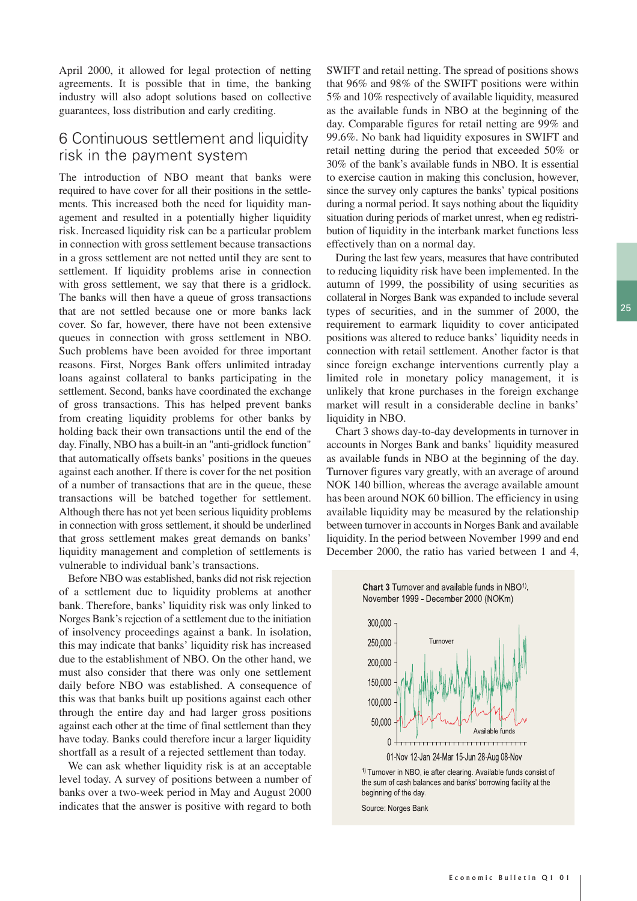April 2000, it allowed for legal protection of netting agreements. It is possible that in time, the banking industry will also adopt solutions based on collective guarantees, loss distribution and early crediting.

## 6 Continuous settlement and liquidity risk in the payment system

The introduction of NBO meant that banks were required to have cover for all their positions in the settlements. This increased both the need for liquidity management and resulted in a potentially higher liquidity risk. Increased liquidity risk can be a particular problem in connection with gross settlement because transactions in a gross settlement are not netted until they are sent to settlement. If liquidity problems arise in connection with gross settlement, we say that there is a gridlock. The banks will then have a queue of gross transactions that are not settled because one or more banks lack cover. So far, however, there have not been extensive queues in connection with gross settlement in NBO. Such problems have been avoided for three important reasons. First, Norges Bank offers unlimited intraday loans against collateral to banks participating in the settlement. Second, banks have coordinated the exchange of gross transactions. This has helped prevent banks from creating liquidity problems for other banks by holding back their own transactions until the end of the day. Finally, NBO has a built-in an "anti-gridlock function" that automatically offsets banks' positions in the queues against each another. If there is cover for the net position of a number of transactions that are in the queue, these transactions will be batched together for settlement. Although there has not yet been serious liquidity problems in connection with gross settlement, it should be underlined that gross settlement makes great demands on banks' liquidity management and completion of settlements is vulnerable to individual bank's transactions.

Before NBO was established, banks did not risk rejection of a settlement due to liquidity problems at another bank. Therefore, banks' liquidity risk was only linked to Norges Bank's rejection of a settlement due to the initiation of insolvency proceedings against a bank. In isolation, this may indicate that banks' liquidity risk has increased due to the establishment of NBO. On the other hand, we must also consider that there was only one settlement daily before NBO was established. A consequence of this was that banks built up positions against each other through the entire day and had larger gross positions against each other at the time of final settlement than they have today. Banks could therefore incur a larger liquidity shortfall as a result of a rejected settlement than today.

We can ask whether liquidity risk is at an acceptable level today. A survey of positions between a number of banks over a two-week period in May and August 2000 indicates that the answer is positive with regard to both SWIFT and retail netting. The spread of positions shows that 96% and 98% of the SWIFT positions were within 5% and 10% respectively of available liquidity, measured as the available funds in NBO at the beginning of the day. Comparable figures for retail netting are 99% and 99.6%. No bank had liquidity exposures in SWIFT and retail netting during the period that exceeded 50% or 30% of the bank's available funds in NBO. It is essential to exercise caution in making this conclusion, however, since the survey only captures the banks' typical positions during a normal period. It says nothing about the liquidity situation during periods of market unrest, when eg redistribution of liquidity in the interbank market functions less effectively than on a normal day.

During the last few years, measures that have contributed to reducing liquidity risk have been implemented. In the autumn of 1999, the possibility of using securities as collateral in Norges Bank was expanded to include several types of securities, and in the summer of 2000, the requirement to earmark liquidity to cover anticipated positions was altered to reduce banks' liquidity needs in connection with retail settlement. Another factor is that since foreign exchange interventions currently play a limited role in monetary policy management, it is unlikely that krone purchases in the foreign exchange market will result in a considerable decline in banks' liquidity in NBO.

Chart 3 shows day-to-day developments in turnover in accounts in Norges Bank and banks' liquidity measured as available funds in NBO at the beginning of the day. Turnover figures vary greatly, with an average of around NOK 140 billion, whereas the average available amount has been around NOK 60 billion. The efficiency in using available liquidity may be measured by the relationship between turnover in accounts in Norges Bank and available liquidity. In the period between November 1999 and end December 2000, the ratio has varied between 1 and 4,

**Chart 3** Turnover and available funds in NBO[1]. November 1999 - December 2000 (NOKm)

[1] Turnover in NBO, ie after clearing. Available funds consist of the sum of cash balances and banks' borrowing facility at the beginning of the day.

Source: Norges Bank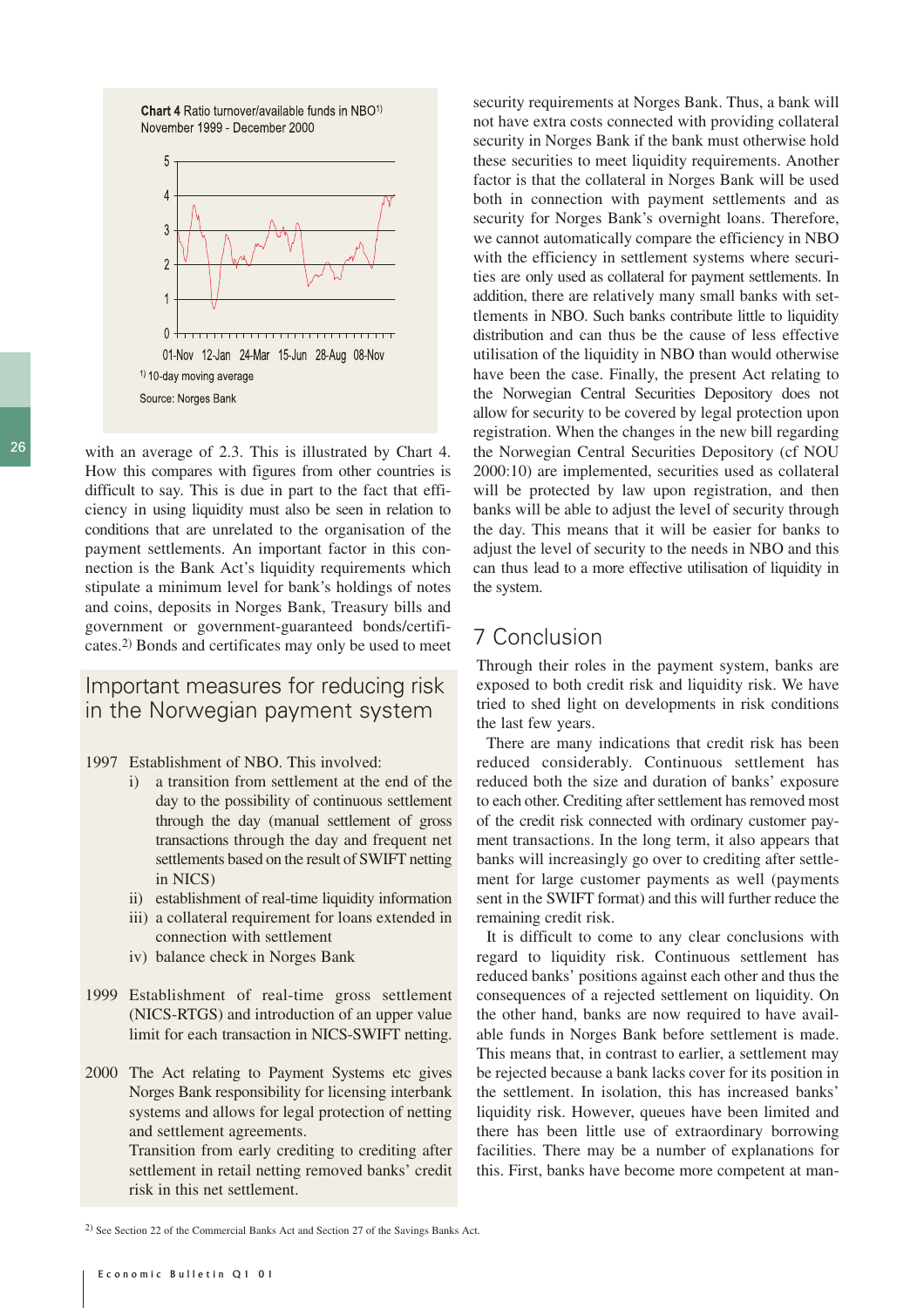**Chart 4** Ratio turnover/available funds in NBO[1)]
November 1999 - December 2000

[1)] 10-day moving average

Source: Norges Bank

with an average of 2.3. This is illustrated by Chart 4. How this compares with figures from other countries is difficult to say. This is due in part to the fact that efficiency in using liquidity must also be seen in relation to conditions that are unrelated to the organisation of the payment settlements. An important factor in this connection is the Bank Act's liquidity requirements which stipulate a minimum level for bank's holdings of notes and coins, deposits in Norges Bank, Treasury bills and government or government-guaranteed bonds/certificates.[2)] Bonds and certificates may only be used to meet security requirements at Norges Bank. Thus, a bank will not have extra costs connected with providing collateral security in Norges Bank if the bank must otherwise hold these securities to meet liquidity requirements. Another factor is that the collateral in Norges Bank will be used both in connection with payment settlements and as security for Norges Bank's overnight loans. Therefore, we cannot automatically compare the efficiency in NBO with the efficiency in settlement systems where securities are only used as collateral for payment settlements. In addition, there are relatively many small banks with settlements in NBO. Such banks contribute little to liquidity distribution and can thus be the cause of less effective utilisation of the liquidity in NBO than would otherwise have been the case. Finally, the present Act relating to the Norwegian Central Securities Depository does not allow for security to be covered by legal protection upon registration. When the changes in the new bill regarding the Norwegian Central Securities Depository (cf NOU 2000:10) are implemented, securities used as collateral will be protected by law upon registration, and then banks will be able to adjust the level of security through the day. This means that it will be easier for banks to adjust the level of security to the needs in NBO and this can thus lead to a more effective utilisation of liquidity in the system.

## Important measures for reducing risk in the Norwegian payment system

1997 Establishment of NBO. This involved:

- i) a transition from settlement at the end of the day to the possibility of continuous settlement through the day (manual settlement of gross transactions through the day and frequent net settlements based on the result of SWIFT netting in NICS)
- ii) establishment of real-time liquidity information
- iii) a collateral requirement for loans extended in connection with settlement
- iv) balance check in Norges Bank

1999 Establishment of real-time gross settlement (NICS-RTGS) and introduction of an upper value limit for each transaction in NICS-SWIFT netting.

2000 The Act relating to Payment Systems etc gives Norges Bank responsibility for licensing interbank systems and allows for legal protection of netting and settlement agreements.
Transition from early crediting to crediting after settlement in retail netting removed banks' credit risk in this net settlement.

## 7 Conclusion

Through their roles in the payment system, banks are exposed to both credit risk and liquidity risk. We have tried to shed light on developments in risk conditions the last few years.

There are many indications that credit risk has been reduced considerably. Continuous settlement has reduced both the size and duration of banks' exposure to each other. Crediting after settlement has removed most of the credit risk connected with ordinary customer payment transactions. In the long term, it also appears that banks will increasingly go over to crediting after settlement for large customer payments as well (payments sent in the SWIFT format) and this will further reduce the remaining credit risk.

It is difficult to come to any clear conclusions with regard to liquidity risk. Continuous settlement has reduced banks' positions against each other and thus the consequences of a rejected settlement on liquidity. On the other hand, banks are now required to have available funds in Norges Bank before settlement is made. This means that, in contrast to earlier, a settlement may be rejected because a bank lacks cover for its position in the settlement. In isolation, this has increased banks' liquidity risk. However, queues have been limited and there has been little use of extraordinary borrowing facilities. There may be a number of explanations for this. First, banks have become more competent at man-

[2)] See Section 22 of the Commercial Banks Act and Section 27 of the Savings Banks Act.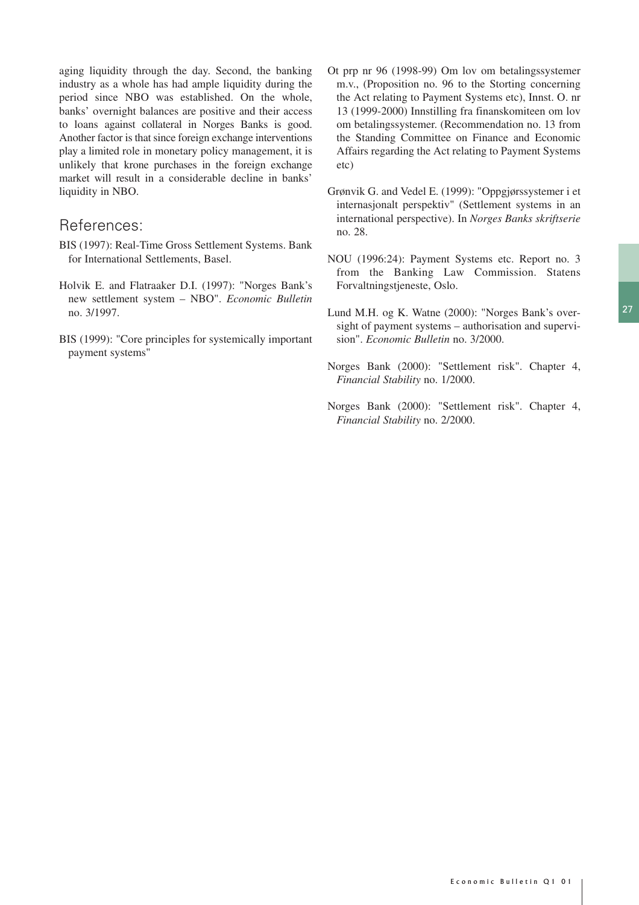aging liquidity through the day. Second, the banking industry as a whole has had ample liquidity during the period since NBO was established. On the whole, banks' overnight balances are positive and their access to loans against collateral in Norges Banks is good. Another factor is that since foreign exchange interventions play a limited role in monetary policy management, it is unlikely that krone purchases in the foreign exchange market will result in a considerable decline in banks' liquidity in NBO.

## References:

BIS (1997): Real-Time Gross Settlement Systems. Bank for International Settlements, Basel.

Holvik E. and Flatraaker D.I. (1997): "Norges Bank's new settlement system – NBO". *Economic Bulletin* no. 3/1997.

BIS (1999): "Core principles for systemically important payment systems"

Ot prp nr 96 (1998-99) Om lov om betalingssystemer m.v., (Proposition no. 96 to the Storting concerning the Act relating to Payment Systems etc), Innst. O. nr 13 (1999-2000) Innstilling fra finanskomiteen om lov om betalingssystemer. (Recommendation no. 13 from the Standing Committee on Finance and Economic Affairs regarding the Act relating to Payment Systems etc)

Grønvik G. and Vedel E. (1999): "Oppgjørssystemer i et internasjonalt perspektiv" (Settlement systems in an international perspective). In *Norges Banks skriftserie* no. 28.

NOU (1996:24): Payment Systems etc. Report no. 3 from the Banking Law Commission. Statens Forvaltningstjeneste, Oslo.

Lund M.H. og K. Watne (2000): "Norges Bank's oversight of payment systems – authorisation and supervision". *Economic Bulletin* no. 3/2000.

Norges Bank (2000): "Settlement risk". Chapter 4, *Financial Stability* no. 1/2000.

Norges Bank (2000): "Settlement risk". Chapter 4, *Financial Stability* no. 2/2000.